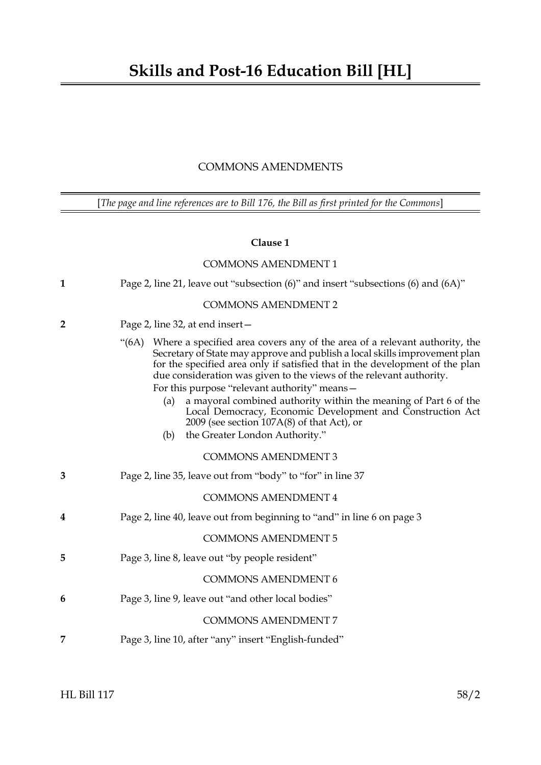# Skills and Post-16 Education Bill [HL]

COMMONS AMENDMENTS

[*The page and line references are to Bill 176, the Bill as first printed for the Commons*]

**Clause 1**

COMMONS AMENDMENT 1

**1** Page 2, line 21, leave out "subsection (6)" and insert "subsections (6) and (6A)"

COMMONS AMENDMENT 2

**2** Page 2, line 32, at end insert—

"(6A) Where a specified area covers any of the area of a relevant authority, the Secretary of State may approve and publish a local skills improvement plan for the specified area only if satisfied that in the development of the plan due consideration was given to the views of the relevant authority.

For this purpose "relevant authority" means—

(a) a mayoral combined authority within the meaning of Part 6 of the Local Democracy, Economic Development and Construction Act 2009 (see section 107A(8) of that Act), or

(b) the Greater London Authority."

COMMONS AMENDMENT 3

**3** Page 2, line 35, leave out from "body" to "for" in line 37

COMMONS AMENDMENT 4

**4** Page 2, line 40, leave out from beginning to "and" in line 6 on page 3

COMMONS AMENDMENT 5

**5** Page 3, line 8, leave out "by people resident"

COMMONS AMENDMENT 6

**6** Page 3, line 9, leave out "and other local bodies"

COMMONS AMENDMENT 7

**7** Page 3, line 10, after "any" insert "English-funded"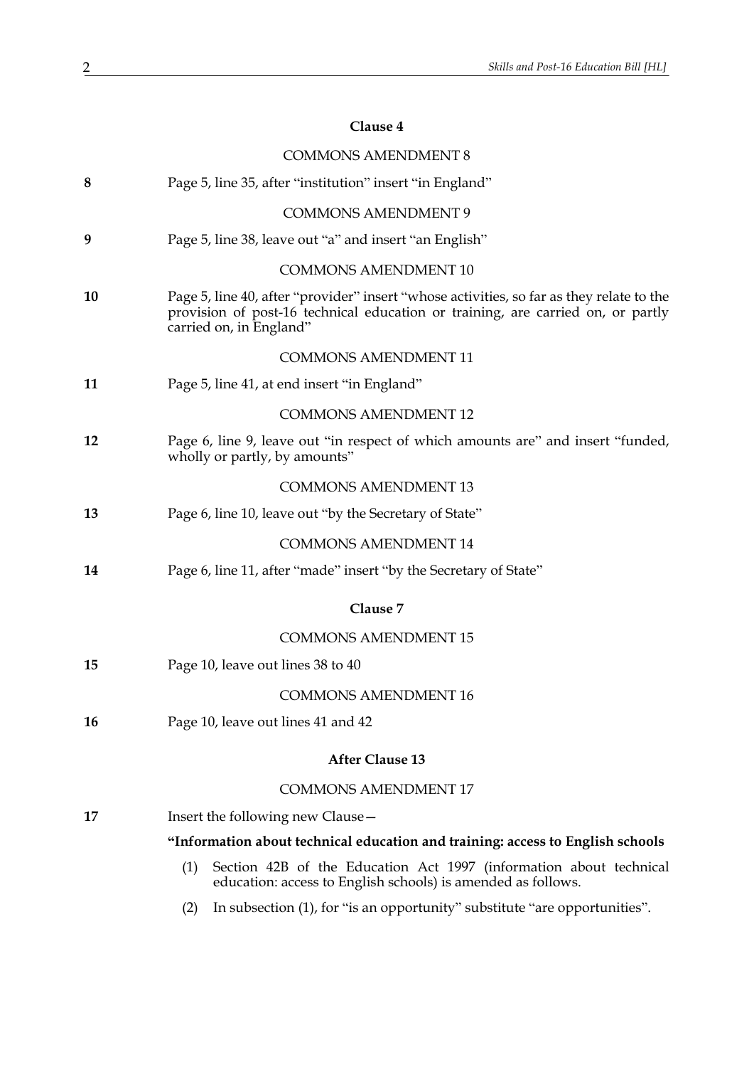### Clause 4

COMMONS AMENDMENT 8

**8** Page 5, line 35, after "institution" insert "in England"

COMMONS AMENDMENT 9

**9** Page 5, line 38, leave out "a" and insert "an English"

COMMONS AMENDMENT 10

**10** Page 5, line 40, after "provider" insert "whose activities, so far as they relate to the provision of post-16 technical education or training, are carried on, or partly carried on, in England"

COMMONS AMENDMENT 11

**11** Page 5, line 41, at end insert "in England"

COMMONS AMENDMENT 12

**12** Page 6, line 9, leave out "in respect of which amounts are" and insert "funded, wholly or partly, by amounts"

COMMONS AMENDMENT 13

**13** Page 6, line 10, leave out "by the Secretary of State"

COMMONS AMENDMENT 14

**14** Page 6, line 11, after "made" insert "by the Secretary of State"

### Clause 7

COMMONS AMENDMENT 15

**15** Page 10, leave out lines 38 to 40

COMMONS AMENDMENT 16

**16** Page 10, leave out lines 41 and 42

### After Clause 13

COMMONS AMENDMENT 17

**17** Insert the following new Clause—

**"Information about technical education and training: access to English schools**

(1) Section 42B of the Education Act 1997 (information about technical education: access to English schools) is amended as follows.

(2) In subsection (1), for "is an opportunity" substitute "are opportunities".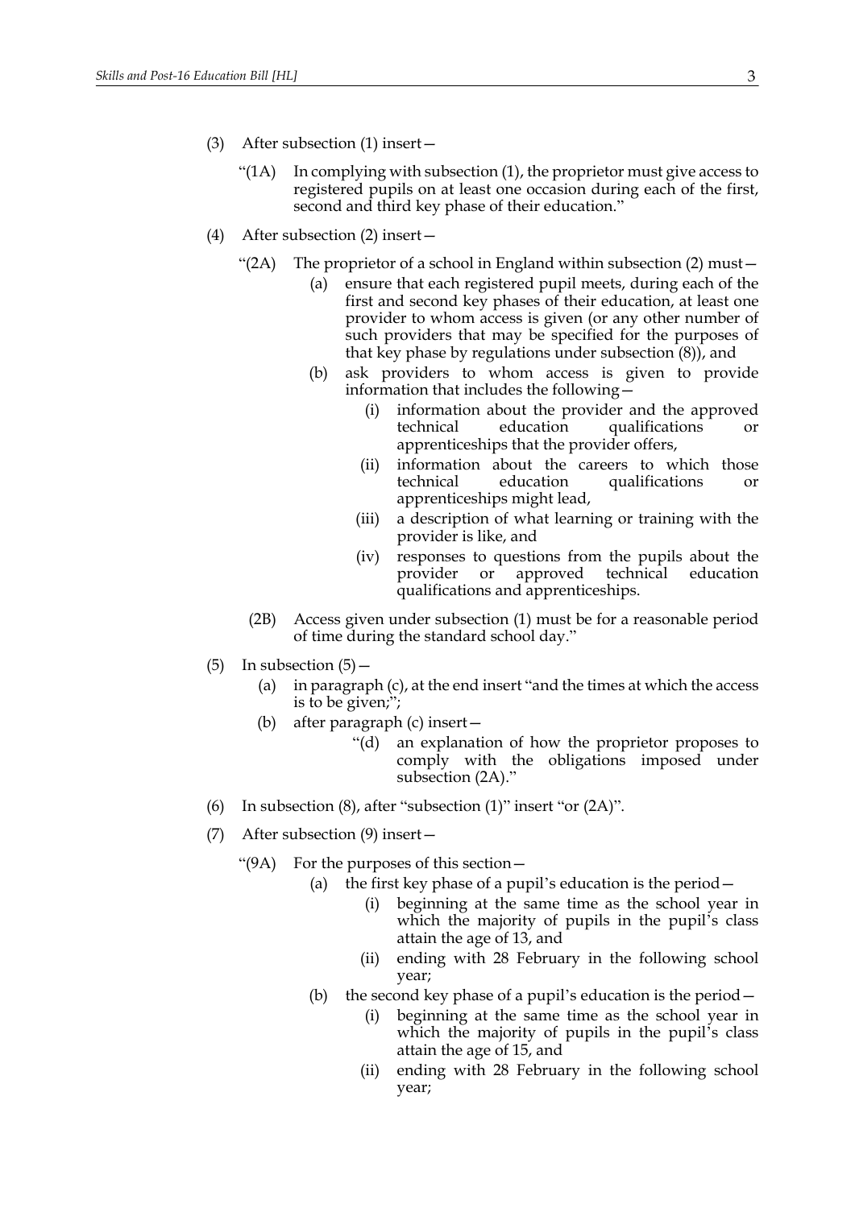(3) After subsection (1) insert—

> "(1A) In complying with subsection (1), the proprietor must give access to registered pupils on at least one occasion during each of the first, second and third key phase of their education."

(4) After subsection (2) insert—

> "(2A) The proprietor of a school in England within subsection (2) must—
>
> (a) ensure that each registered pupil meets, during each of the first and second key phases of their education, at least one provider to whom access is given (or any other number of such providers that may be specified for the purposes of that key phase by regulations under subsection (8)), and
>
> (b) ask providers to whom access is given to provide information that includes the following—
>
> (i) information about the provider and the approved technical education qualifications or apprenticeships that the provider offers,
>
> (ii) information about the careers to which those technical education qualifications or apprenticeships might lead,
>
> (iii) a description of what learning or training with the provider is like, and
>
> (iv) responses to questions from the pupils about the provider or approved technical education qualifications and apprenticeships.
>
> (2B) Access given under subsection (1) must be for a reasonable period of time during the standard school day."

(5) In subsection (5)—

> (a) in paragraph (c), at the end insert "and the times at which the access is to be given;";
>
> (b) after paragraph (c) insert—
>
> > "(d) an explanation of how the proprietor proposes to comply with the obligations imposed under subsection (2A)."

(6) In subsection (8), after "subsection (1)" insert "or (2A)".

(7) After subsection (9) insert—

> "(9A) For the purposes of this section—
>
> (a) the first key phase of a pupil's education is the period—
>
> (i) beginning at the same time as the school year in which the majority of pupils in the pupil's class attain the age of 13, and
>
> (ii) ending with 28 February in the following school year;
>
> (b) the second key phase of a pupil's education is the period—
>
> (i) beginning at the same time as the school year in which the majority of pupils in the pupil's class attain the age of 15, and
>
> (ii) ending with 28 February in the following school year;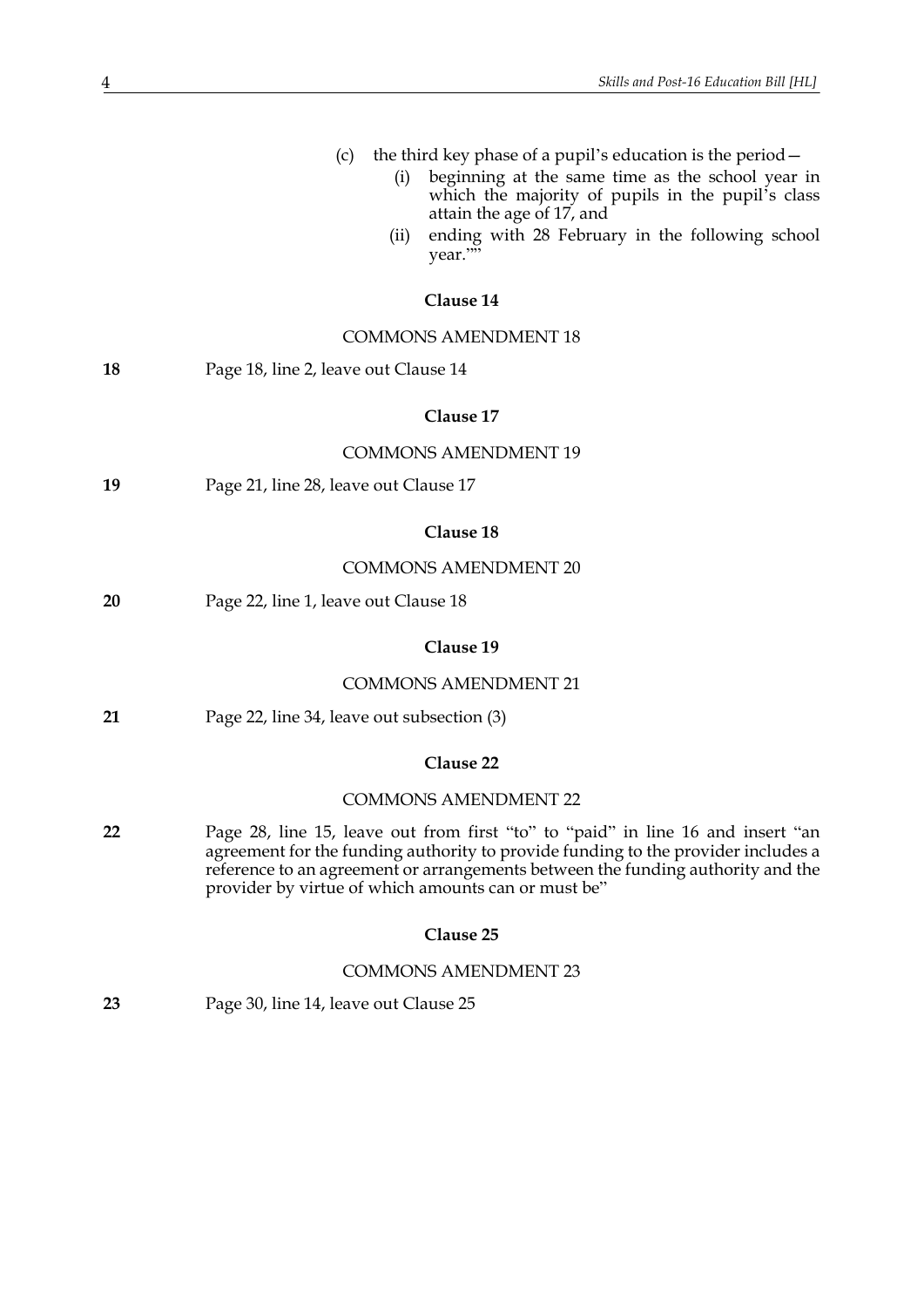(c) the third key phase of a pupil's education is the period—

(i) beginning at the same time as the school year in which the majority of pupils in the pupil's class attain the age of 17, and

(ii) ending with 28 February in the following school year.""

**Clause 14**

COMMONS AMENDMENT 18

**18** Page 18, line 2, leave out Clause 14

**Clause 17**

COMMONS AMENDMENT 19

**19** Page 21, line 28, leave out Clause 17

**Clause 18**

COMMONS AMENDMENT 20

**20** Page 22, line 1, leave out Clause 18

**Clause 19**

COMMONS AMENDMENT 21

**21** Page 22, line 34, leave out subsection (3)

**Clause 22**

COMMONS AMENDMENT 22

**22** Page 28, line 15, leave out from first "to" to "paid" in line 16 and insert "an agreement for the funding authority to provide funding to the provider includes a reference to an agreement or arrangements between the funding authority and the provider by virtue of which amounts can or must be"

**Clause 25**

COMMONS AMENDMENT 23

**23** Page 30, line 14, leave out Clause 25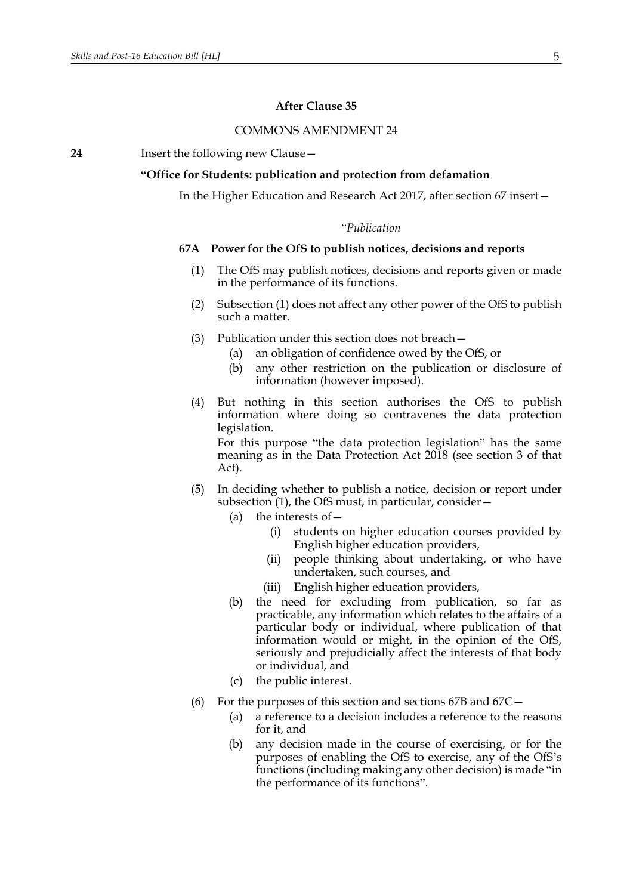### After Clause 35

COMMONS AMENDMENT 24

**24** Insert the following new Clause—

**"Office for Students: publication and protection from defamation**

In the Higher Education and Research Act 2017, after section 67 insert—

*"Publication*

**67A Power for the OfS to publish notices, decisions and reports**

(1) The OfS may publish notices, decisions and reports given or made in the performance of its functions.

(2) Subsection (1) does not affect any other power of the OfS to publish such a matter.

(3) Publication under this section does not breach—

(a) an obligation of confidence owed by the OfS, or

(b) any other restriction on the publication or disclosure of information (however imposed).

(4) But nothing in this section authorises the OfS to publish information where doing so contravenes the data protection legislation.

For this purpose "the data protection legislation" has the same meaning as in the Data Protection Act 2018 (see section 3 of that Act).

(5) In deciding whether to publish a notice, decision or report under subsection (1), the OfS must, in particular, consider—

(a) the interests of—

(i) students on higher education courses provided by English higher education providers,

(ii) people thinking about undertaking, or who have undertaken, such courses, and

(iii) English higher education providers,

(b) the need for excluding from publication, so far as practicable, any information which relates to the affairs of a particular body or individual, where publication of that information would or might, in the opinion of the OfS, seriously and prejudicially affect the interests of that body or individual, and

(c) the public interest.

(6) For the purposes of this section and sections 67B and 67C—

(a) a reference to a decision includes a reference to the reasons for it, and

(b) any decision made in the course of exercising, or for the purposes of enabling the OfS to exercise, any of the OfS's functions (including making any other decision) is made "in the performance of its functions".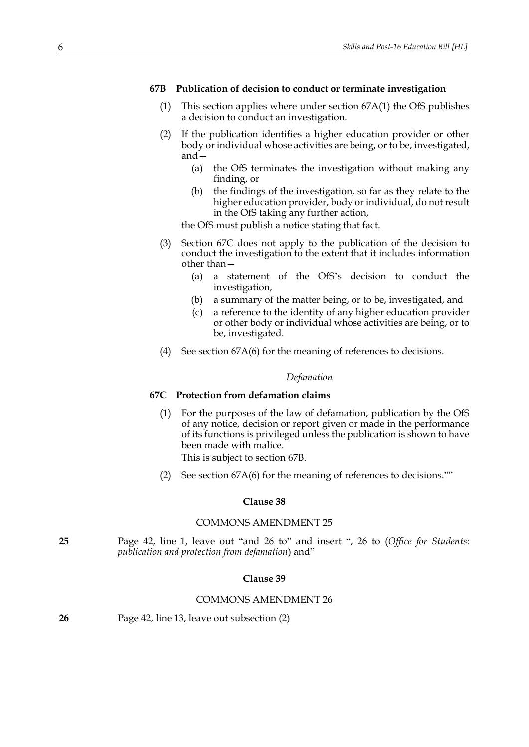**67B Publication of decision to conduct or terminate investigation**

(1) This section applies where under section 67A(1) the OfS publishes a decision to conduct an investigation.

(2) If the publication identifies a higher education provider or other body or individual whose activities are being, or to be, investigated, and—

(a) the OfS terminates the investigation without making any finding, or

(b) the findings of the investigation, so far as they relate to the higher education provider, body or individual, do not result in the OfS taking any further action,

the OfS must publish a notice stating that fact.

(3) Section 67C does not apply to the publication of the decision to conduct the investigation to the extent that it includes information other than—

(a) a statement of the OfS's decision to conduct the investigation,

(b) a summary of the matter being, or to be, investigated, and

(c) a reference to the identity of any higher education provider or other body or individual whose activities are being, or to be, investigated.

(4) See section 67A(6) for the meaning of references to decisions.

*Defamation*

**67C Protection from defamation claims**

(1) For the purposes of the law of defamation, publication by the OfS of any notice, decision or report given or made in the performance of its functions is privileged unless the publication is shown to have been made with malice.

This is subject to section 67B.

(2) See section 67A(6) for the meaning of references to decisions.""

**Clause 38**

COMMONS AMENDMENT 25

**25** Page 42, line 1, leave out "and 26 to" and insert ", 26 to (*Office for Students: publication and protection from defamation*) and"

**Clause 39**

COMMONS AMENDMENT 26

**26** Page 42, line 13, leave out subsection (2)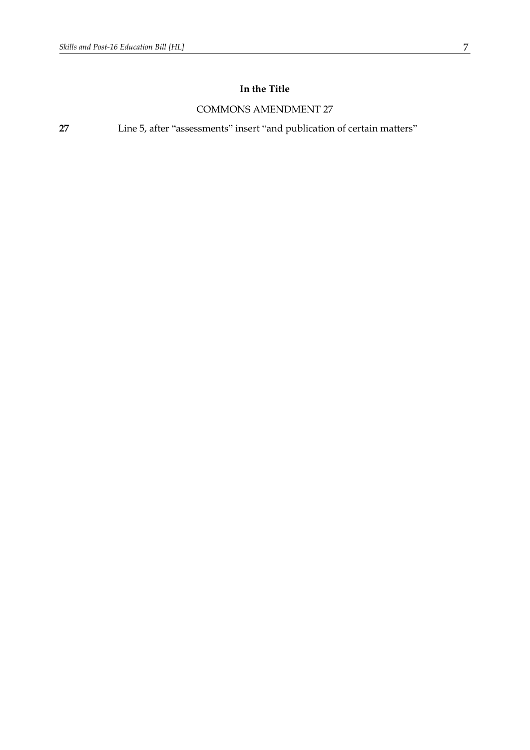**In the Title**

COMMONS AMENDMENT 27

**27** Line 5, after "assessments" insert "and publication of certain matters"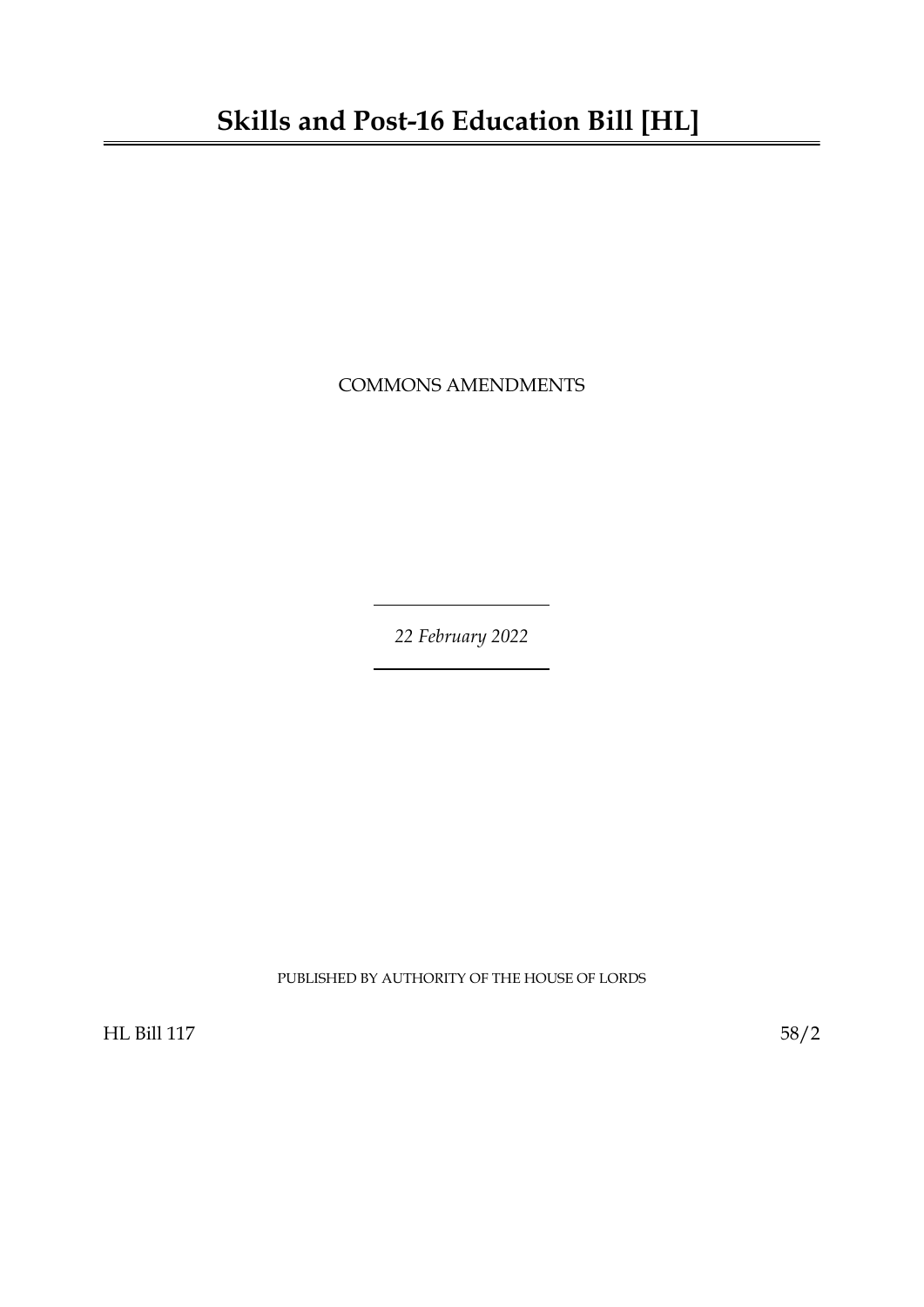# Skills and Post-16 Education Bill [HL]

COMMONS AMENDMENTS

*22 February 2022*

PUBLISHED BY AUTHORITY OF THE HOUSE OF LORDS

HL Bill 117 58/2